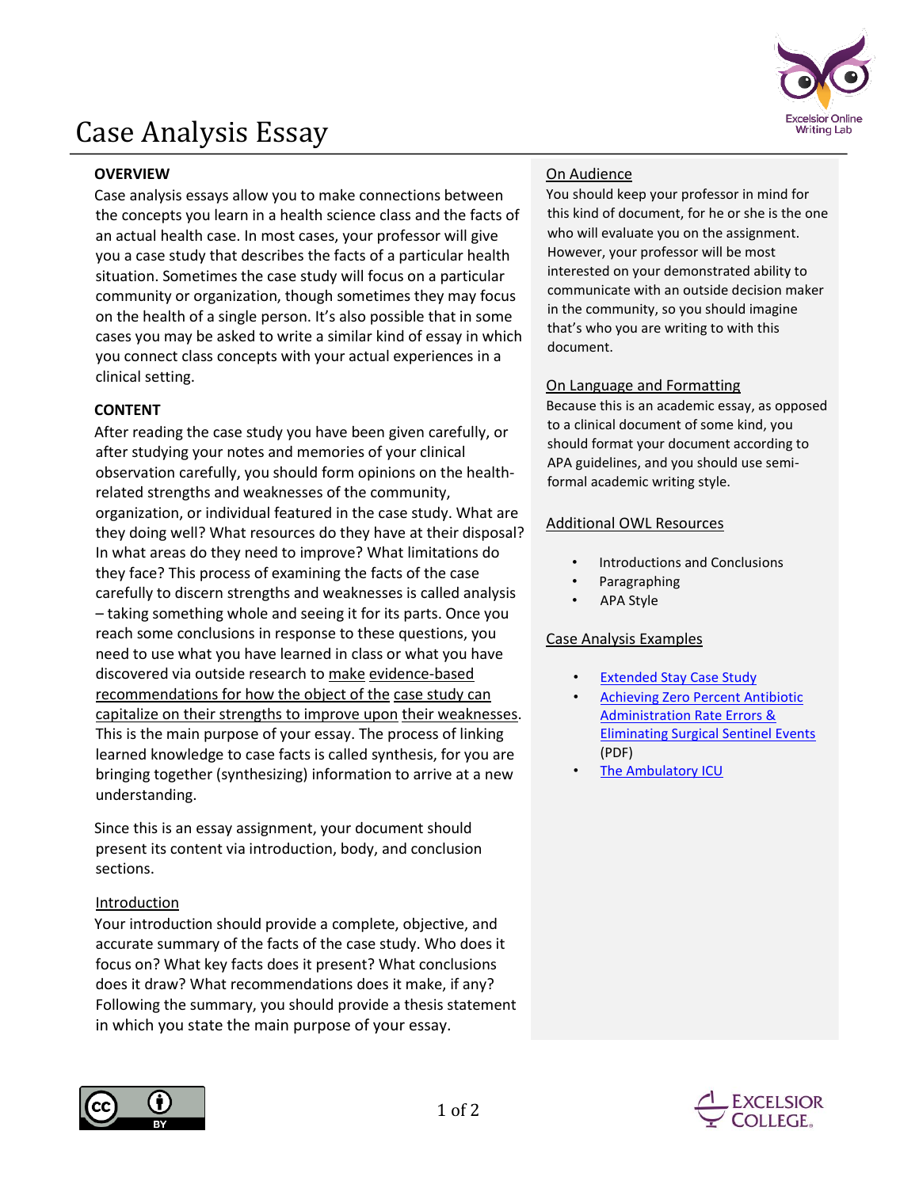# Case Analysis Essay

## OVERVIEW

Case analysis essays allow you to make connections between the concepts you learn in a health science class and the facts of an actual health case. In most cases, your professor will give you a case study that describes the facts of a particular health situation. Sometimes the case study will focus on a particular community or organization, though sometimes they may focus on the health of a single person. It's also possible that in some cases you may be asked to write a similar kind of essay in which you connect class concepts with your actual experiences in a clinical setting.

## CONTENT

After reading the case study you have been given carefully, or after studying your notes and memories of your clinical observation carefully, you should form opinions on the health-related strengths and weaknesses of the community, organization, or individual featured in the case study. What are they doing well? What resources do they have at their disposal? In what areas do they need to improve? What limitations do they face? This process of examining the facts of the case carefully to discern strengths and weaknesses is called analysis – taking something whole and seeing it for its parts. Once you reach some conclusions in response to these questions, you need to use what you have learned in class or what you have discovered via outside research to make evidence-based recommendations for how the object of the case study can capitalize on their strengths to improve upon their weaknesses. This is the main purpose of your essay. The process of linking learned knowledge to case facts is called synthesis, for you are bringing together (synthesizing) information to arrive at a new understanding.

Since this is an essay assignment, your document should present its content via introduction, body, and conclusion sections.

### Introduction

Your introduction should provide a complete, objective, and accurate summary of the facts of the case study. Who does it focus on? What key facts does it present? What conclusions does it draw? What recommendations does it make, if any? Following the summary, you should provide a thesis statement in which you state the main purpose of your essay.

### On Audience

You should keep your professor in mind for this kind of document, for he or she is the one who will evaluate you on the assignment. However, your professor will be most interested on your demonstrated ability to communicate with an outside decision maker in the community, so you should imagine that's who you are writing to with this document.

### On Language and Formatting

Because this is an academic essay, as opposed to a clinical document of some kind, you should format your document according to APA guidelines, and you should use semi-formal academic writing style.

### Additional OWL Resources

- Introductions and Conclusions
- Paragraphing
- APA Style

### Case Analysis Examples

- Extended Stay Case Study
- Achieving Zero Percent Antibiotic Administration Rate Errors & Eliminating Surgical Sentinel Events (PDF)
- The Ambulatory ICU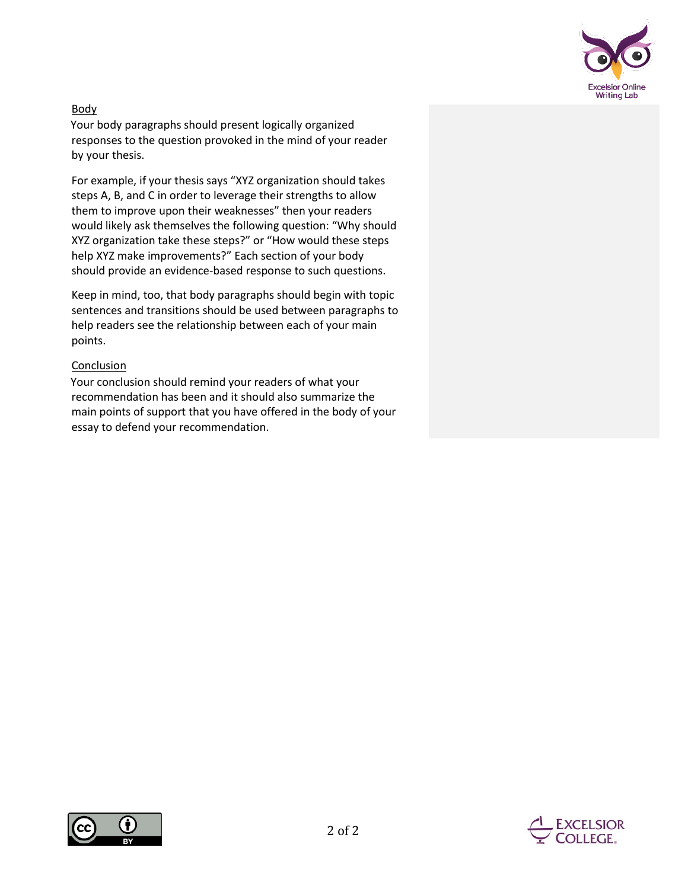Body

Your body paragraphs should present logically organized responses to the question provoked in the mind of your reader by your thesis.

For example, if your thesis says "XYZ organization should takes steps A, B, and C in order to leverage their strengths to allow them to improve upon their weaknesses" then your readers would likely ask themselves the following question: "Why should XYZ organization take these steps?" or "How would these steps help XYZ make improvements?" Each section of your body should provide an evidence-based response to such questions.

Keep in mind, too, that body paragraphs should begin with topic sentences and transitions should be used between paragraphs to help readers see the relationship between each of your main points.

Conclusion

Your conclusion should remind your readers of what your recommendation has been and it should also summarize the main points of support that you have offered in the body of your essay to defend your recommendation.